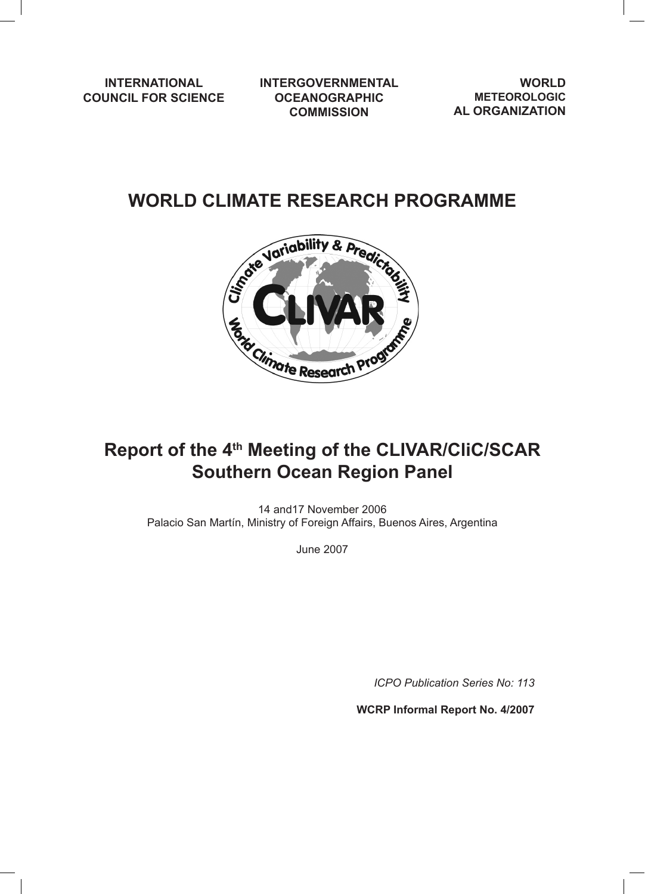**INTERNATIONAL COUNCIL FOR SCIENCE**

**INTERGOVERNMENTAL OCEANOGRAPHIC COMMISSION**

**WORLD METEOROLOGICAL ORGANIZATION**

# WORLD CLIMATE RESEARCH PROGRAMME

## Report of the 4th Meeting of the CLIVAR/CliC/SCAR Southern Ocean Region Panel

14 and17 November 2006
Palacio San Martín, Ministry of Foreign Affairs, Buenos Aires, Argentina

June 2007

*ICPO Publication Series No: 113*

**WCRP Informal Report No. 4/2007**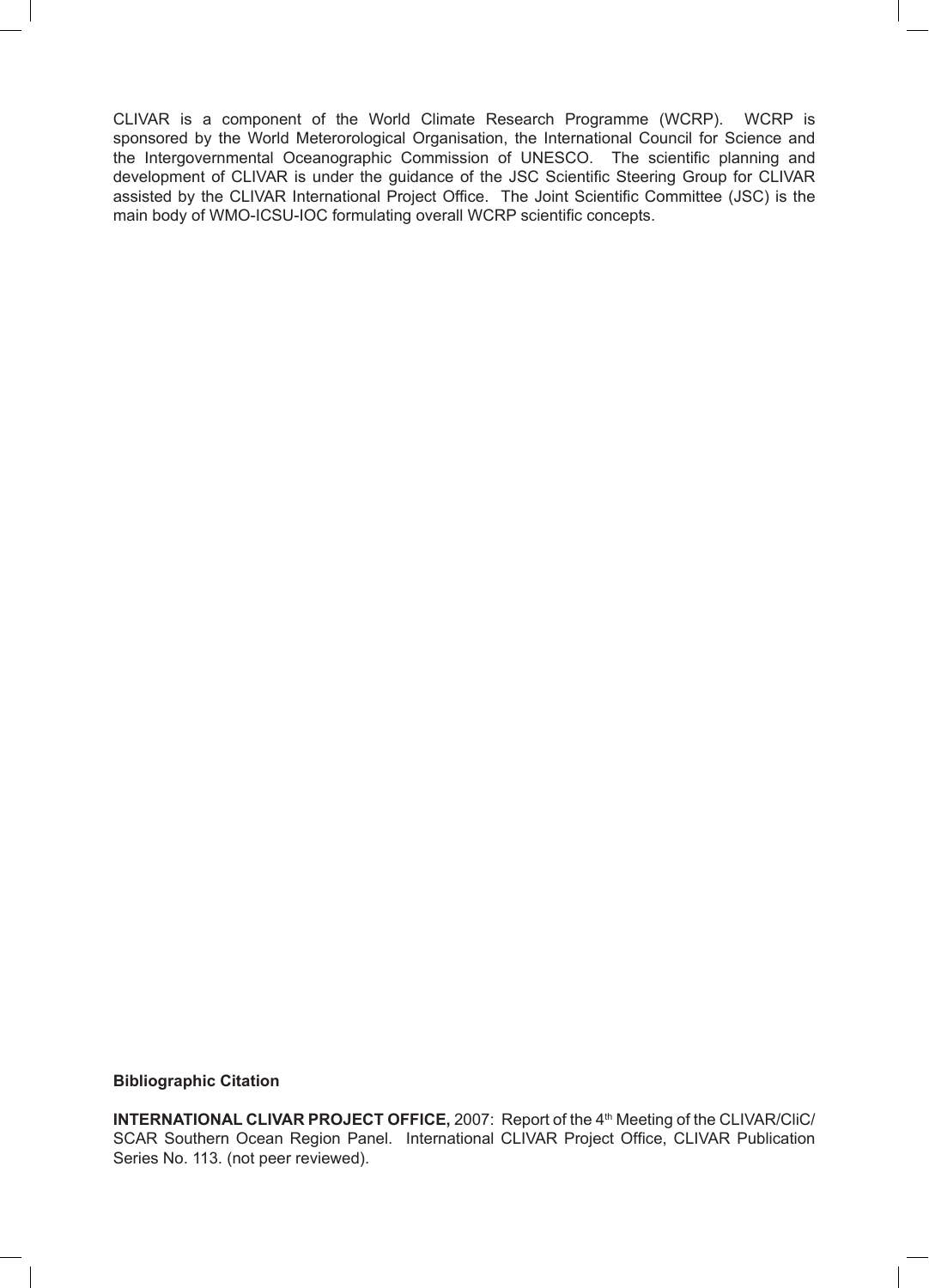CLIVAR is a component of the World Climate Research Programme (WCRP). WCRP is sponsored by the World Meterorological Organisation, the International Council for Science and the Intergovernmental Oceanographic Commission of UNESCO. The scientific planning and development of CLIVAR is under the guidance of the JSC Scientific Steering Group for CLIVAR assisted by the CLIVAR International Project Office. The Joint Scientific Committee (JSC) is the main body of WMO-ICSU-IOC formulating overall WCRP scientific concepts.

**Bibliographic Citation**

**INTERNATIONAL CLIVAR PROJECT OFFICE,** 2007: Report of the 4th Meeting of the CLIVAR/CliC/SCAR Southern Ocean Region Panel. International CLIVAR Project Office, CLIVAR Publication Series No. 113. (not peer reviewed).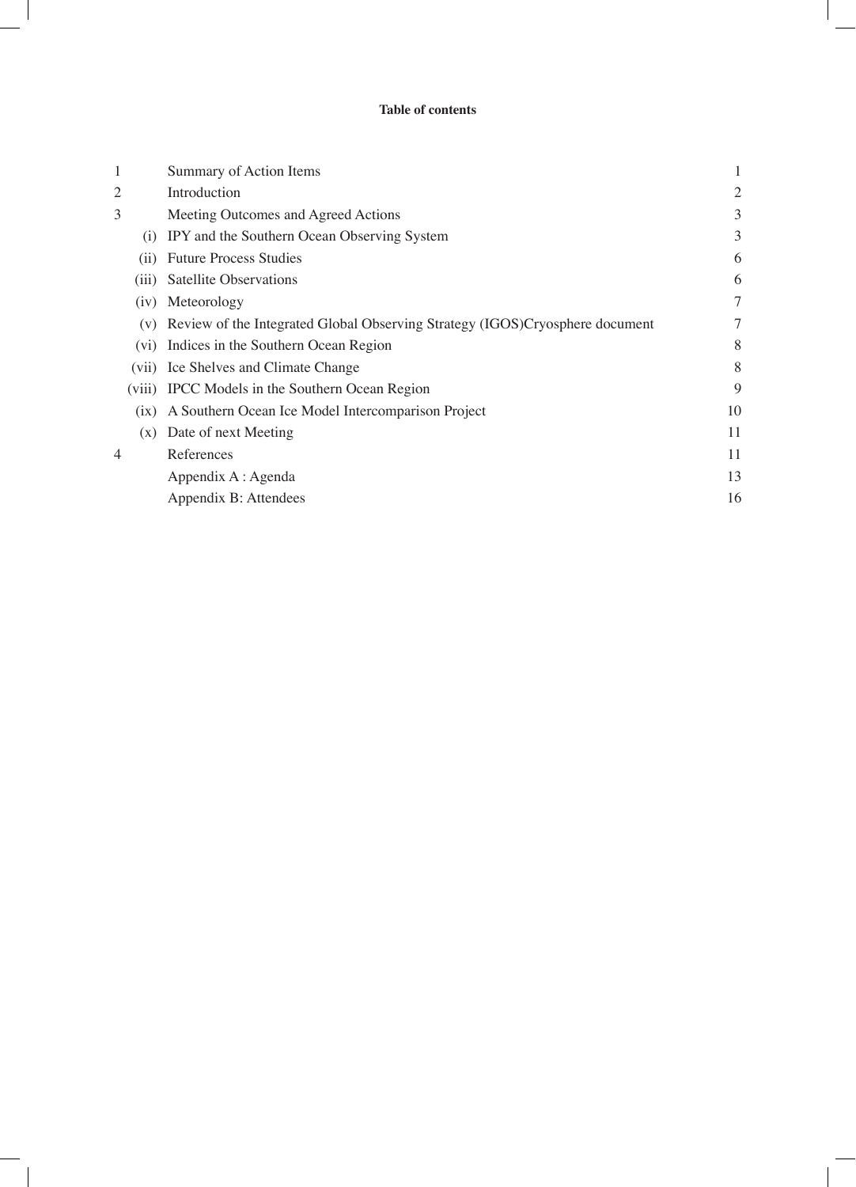**Table of contents**

| | | | |
|---|---|---|---|
| 1 | | Summary of Action Items | 1 |
| 2 | | Introduction | 2 |
| 3 | | Meeting Outcomes and Agreed Actions | 3 |
| | (i) | IPY and the Southern Ocean Observing System | 3 |
| | (ii) | Future Process Studies | 6 |
| | (iii) | Satellite Observations | 6 |
| | (iv) | Meteorology | 7 |
| | (v) | Review of the Integrated Global Observing Strategy (IGOS)Cryosphere document | 7 |
| | (vi) | Indices in the Southern Ocean Region | 8 |
| | (vii) | Ice Shelves and Climate Change | 8 |
| | (viii) | IPCC Models in the Southern Ocean Region | 9 |
| | (ix) | A Southern Ocean Ice Model Intercomparison Project | 10 |
| | (x) | Date of next Meeting | 11 |
| 4 | | References | 11 |
| | | Appendix A : Agenda | 13 |
| | | Appendix B: Attendees | 16 |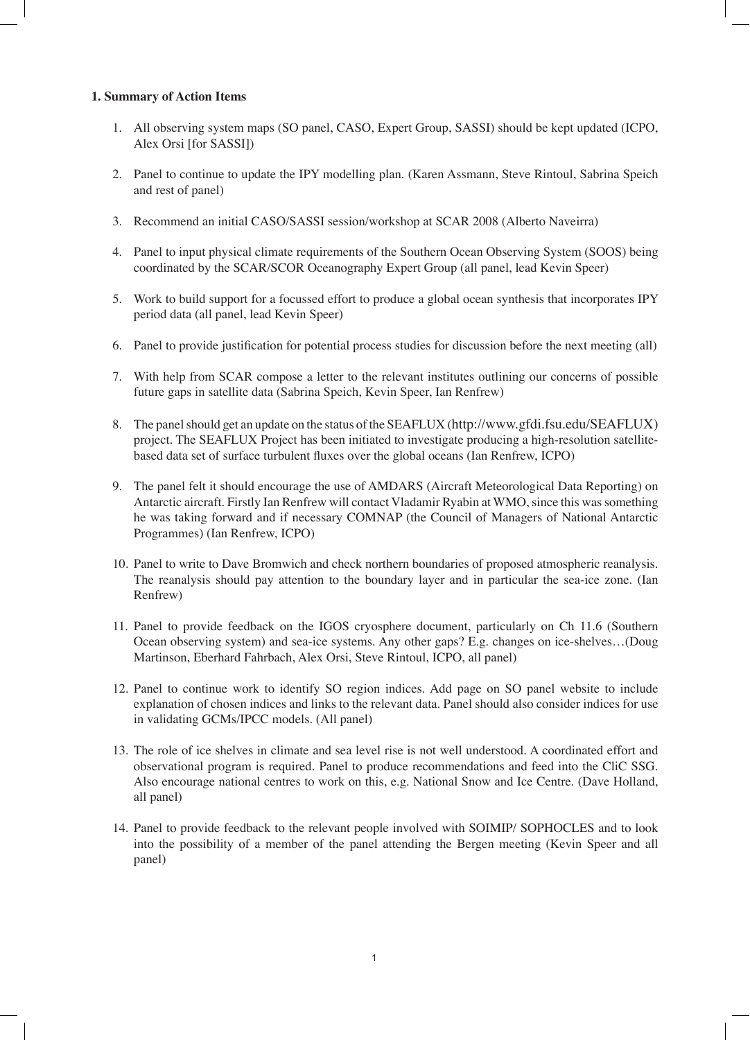**1. Summary of Action Items**

1. All observing system maps (SO panel, CASO, Expert Group, SASSI) should be kept updated (ICPO, Alex Orsi [for SASSI])

2. Panel to continue to update the IPY modelling plan. (Karen Assmann, Steve Rintoul, Sabrina Speich and rest of panel)

3. Recommend an initial CASO/SASSI session/workshop at SCAR 2008 (Alberto Naveirra)

4. Panel to input physical climate requirements of the Southern Ocean Observing System (SOOS) being coordinated by the SCAR/SCOR Oceanography Expert Group (all panel, lead Kevin Speer)

5. Work to build support for a focussed effort to produce a global ocean synthesis that incorporates IPY period data (all panel, lead Kevin Speer)

6. Panel to provide justification for potential process studies for discussion before the next meeting (all)

7. With help from SCAR compose a letter to the relevant institutes outlining our concerns of possible future gaps in satellite data (Sabrina Speich, Kevin Speer, Ian Renfrew)

8. The panel should get an update on the status of the SEAFLUX (http://www.gfdi.fsu.edu/SEAFLUX) project. The SEAFLUX Project has been initiated to investigate producing a high-resolution satellite-based data set of surface turbulent fluxes over the global oceans (Ian Renfrew, ICPO)

9. The panel felt it should encourage the use of AMDARS (Aircraft Meteorological Data Reporting) on Antarctic aircraft. Firstly Ian Renfrew will contact Vladamir Ryabin at WMO, since this was something he was taking forward and if necessary COMNAP (the Council of Managers of National Antarctic Programmes) (Ian Renfrew, ICPO)

10. Panel to write to Dave Bromwich and check northern boundaries of proposed atmospheric reanalysis. The reanalysis should pay attention to the boundary layer and in particular the sea-ice zone. (Ian Renfrew)

11. Panel to provide feedback on the IGOS cryosphere document, particularly on Ch 11.6 (Southern Ocean observing system) and sea-ice systems. Any other gaps? E.g. changes on ice-shelves…(Doug Martinson, Eberhard Fahrbach, Alex Orsi, Steve Rintoul, ICPO, all panel)

12. Panel to continue work to identify SO region indices. Add page on SO panel website to include explanation of chosen indices and links to the relevant data. Panel should also consider indices for use in validating GCMs/IPCC models. (All panel)

13. The role of ice shelves in climate and sea level rise is not well understood. A coordinated effort and observational program is required. Panel to produce recommendations and feed into the CliC SSG. Also encourage national centres to work on this, e.g. National Snow and Ice Centre. (Dave Holland, all panel)

14. Panel to provide feedback to the relevant people involved with SOIMIP/ SOPHOCLES and to look into the possibility of a member of the panel attending the Bergen meeting (Kevin Speer and all panel)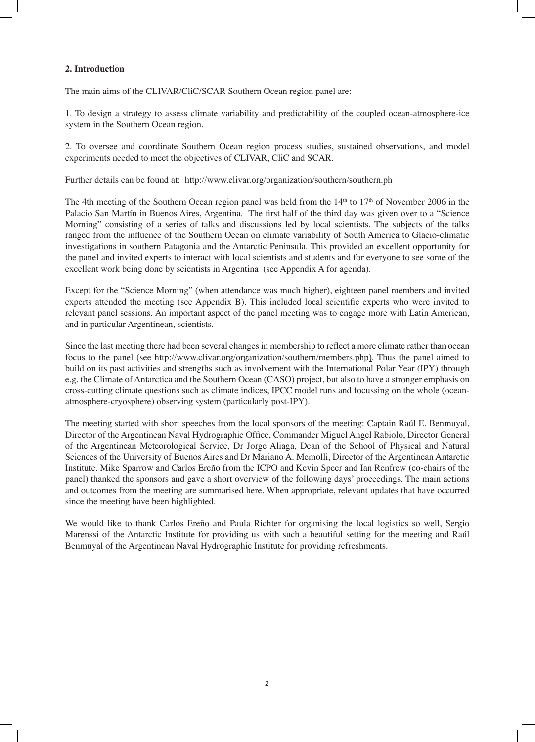## 2. Introduction

The main aims of the CLIVAR/CliC/SCAR Southern Ocean region panel are:

1. To design a strategy to assess climate variability and predictability of the coupled ocean-atmosphere-ice system in the Southern Ocean region.

2. To oversee and coordinate Southern Ocean region process studies, sustained observations, and model experiments needed to meet the objectives of CLIVAR, CliC and SCAR.

Further details can be found at: http://www.clivar.org/organization/southern/southern.ph

The 4th meeting of the Southern Ocean region panel was held from the 14th to 17th of November 2006 in the Palacio San Martín in Buenos Aires, Argentina. The first half of the third day was given over to a "Science Morning" consisting of a series of talks and discussions led by local scientists. The subjects of the talks ranged from the influence of the Southern Ocean on climate variability of South America to Glacio-climatic investigations in southern Patagonia and the Antarctic Peninsula. This provided an excellent opportunity for the panel and invited experts to interact with local scientists and students and for everyone to see some of the excellent work being done by scientists in Argentina (see Appendix A for agenda).

Except for the "Science Morning" (when attendance was much higher), eighteen panel members and invited experts attended the meeting (see Appendix B). This included local scientific experts who were invited to relevant panel sessions. An important aspect of the panel meeting was to engage more with Latin American, and in particular Argentinean, scientists.

Since the last meeting there had been several changes in membership to reflect a more climate rather than ocean focus to the panel (see http://www.clivar.org/organization/southern/members.php). Thus the panel aimed to build on its past activities and strengths such as involvement with the International Polar Year (IPY) through e.g. the Climate of Antarctica and the Southern Ocean (CASO) project, but also to have a stronger emphasis on cross-cutting climate questions such as climate indices, IPCC model runs and focussing on the whole (ocean-atmosphere-cryosphere) observing system (particularly post-IPY).

The meeting started with short speeches from the local sponsors of the meeting: Captain Raúl E. Benmuyal, Director of the Argentinean Naval Hydrographic Office, Commander Miguel Angel Rabiolo, Director General of the Argentinean Meteorological Service, Dr Jorge Aliaga, Dean of the School of Physical and Natural Sciences of the University of Buenos Aires and Dr Mariano A. Memolli, Director of the Argentinean Antarctic Institute. Mike Sparrow and Carlos Ereño from the ICPO and Kevin Speer and Ian Renfrew (co-chairs of the panel) thanked the sponsors and gave a short overview of the following days' proceedings. The main actions and outcomes from the meeting are summarised here. When appropriate, relevant updates that have occurred since the meeting have been highlighted.

We would like to thank Carlos Ereño and Paula Richter for organising the local logistics so well, Sergio Marenssi of the Antarctic Institute for providing us with such a beautiful setting for the meeting and Raúl Benmuyal of the Argentinean Naval Hydrographic Institute for providing refreshments.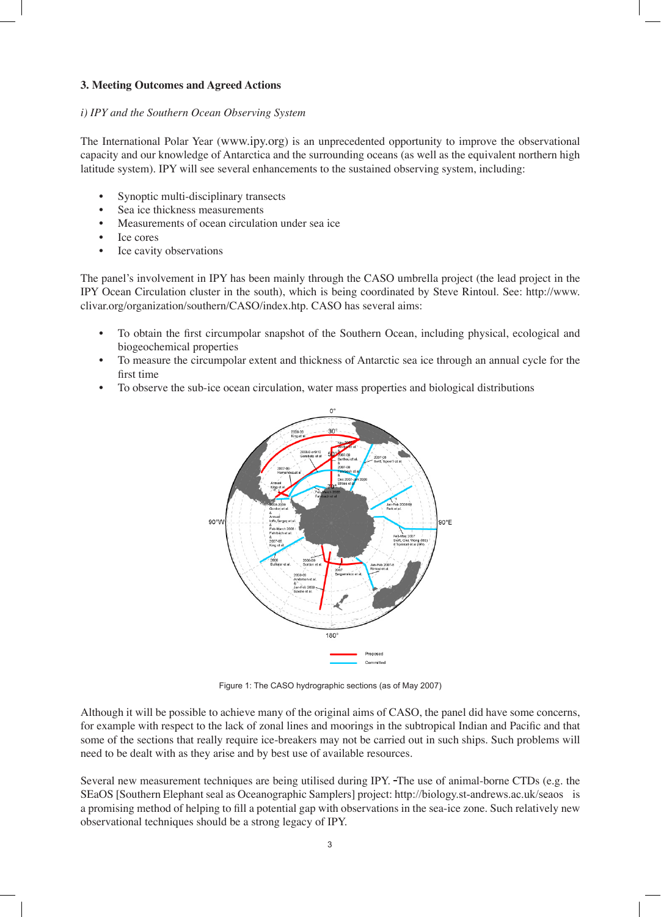### 3. Meeting Outcomes and Agreed Actions

*i) IPY and the Southern Ocean Observing System*

The International Polar Year (www.ipy.org) is an unprecedented opportunity to improve the observational capacity and our knowledge of Antarctica and the surrounding oceans (as well as the equivalent northern high latitude system). IPY will see several enhancements to the sustained observing system, including:

- Synoptic multi-disciplinary transects
- Sea ice thickness measurements
- Measurements of ocean circulation under sea ice
- Ice cores
- Ice cavity observations

The panel's involvement in IPY has been mainly through the CASO umbrella project (the lead project in the IPY Ocean Circulation cluster in the south), which is being coordinated by Steve Rintoul. See: http://www.clivar.org/organization/southern/CASO/index.htp. CASO has several aims:

- To obtain the first circumpolar snapshot of the Southern Ocean, including physical, ecological and biogeochemical properties
- To measure the circumpolar extent and thickness of Antarctic sea ice through an annual cycle for the first time
- To observe the sub-ice ocean circulation, water mass properties and biological distributions

Figure 1: The CASO hydrographic sections (as of May 2007)

Although it will be possible to achieve many of the original aims of CASO, the panel did have some concerns, for example with respect to the lack of zonal lines and moorings in the subtropical Indian and Pacific and that some of the sections that really require ice-breakers may not be carried out in such ships. Such problems will need to be dealt with as they arise and by best use of available resources.

Several new measurement techniques are being utilised during IPY. The use of animal-borne CTDs (e.g. the SEaOS [Southern Elephant seal as Oceanographic Samplers] project: http://biology.st-andrews.ac.uk/seaos is a promising method of helping to fill a potential gap with observations in the sea-ice zone. Such relatively new observational techniques should be a strong legacy of IPY.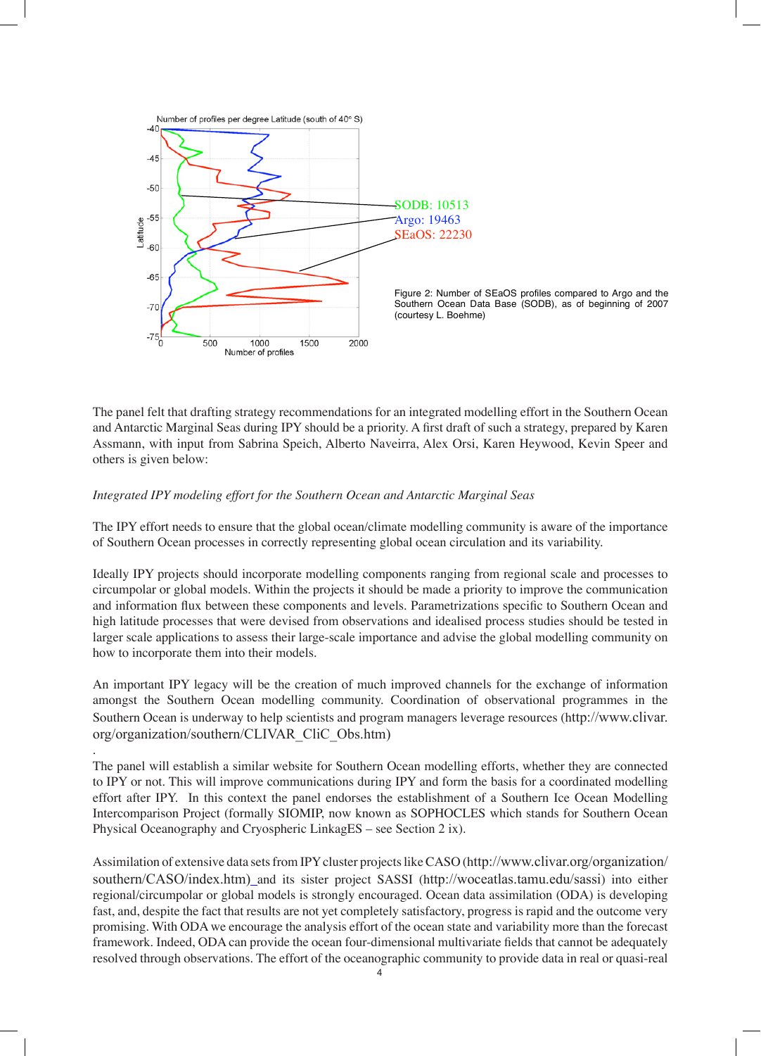Figure 2: Number of SEaOS profiles compared to Argo and the Southern Ocean Data Base (SODB), as of beginning of 2007 (courtesy L. Boehme)

The panel felt that drafting strategy recommendations for an integrated modelling effort in the Southern Ocean and Antarctic Marginal Seas during IPY should be a priority. A first draft of such a strategy, prepared by Karen Assmann, with input from Sabrina Speich, Alberto Naveirra, Alex Orsi, Karen Heywood, Kevin Speer and others is given below:

*Integrated IPY modeling effort for the Southern Ocean and Antarctic Marginal Seas*

The IPY effort needs to ensure that the global ocean/climate modelling community is aware of the importance of Southern Ocean processes in correctly representing global ocean circulation and its variability.

Ideally IPY projects should incorporate modelling components ranging from regional scale and processes to circumpolar or global models. Within the projects it should be made a priority to improve the communication and information flux between these components and levels. Parametrizations specific to Southern Ocean and high latitude processes that were devised from observations and idealised process studies should be tested in larger scale applications to assess their large-scale importance and advise the global modelling community on how to incorporate them into their models.

An important IPY legacy will be the creation of much improved channels for the exchange of information amongst the Southern Ocean modelling community. Coordination of observational programmes in the Southern Ocean is underway to help scientists and program managers leverage resources (http://www.clivar.org/organization/southern/CLIVAR_CliC_Obs.htm)

.

The panel will establish a similar website for Southern Ocean modelling efforts, whether they are connected to IPY or not. This will improve communications during IPY and form the basis for a coordinated modelling effort after IPY. In this context the panel endorses the establishment of a Southern Ice Ocean Modelling Intercomparison Project (formally SIOMIP, now known as SOPHOCLES which stands for Southern Ocean Physical Oceanography and Cryospheric LinkagES – see Section 2 ix).

Assimilation of extensive data sets from IPY cluster projects like CASO (http://www.clivar.org/organization/southern/CASO/index.htm)_and its sister project SASSI (http://woceatlas.tamu.edu/sassi) into either regional/circumpolar or global models is strongly encouraged. Ocean data assimilation (ODA) is developing fast, and, despite the fact that results are not yet completely satisfactory, progress is rapid and the outcome very promising. With ODA we encourage the analysis effort of the ocean state and variability more than the forecast framework. Indeed, ODA can provide the ocean four-dimensional multivariate fields that cannot be adequately resolved through observations. The effort of the oceanographic community to provide data in real or quasi-real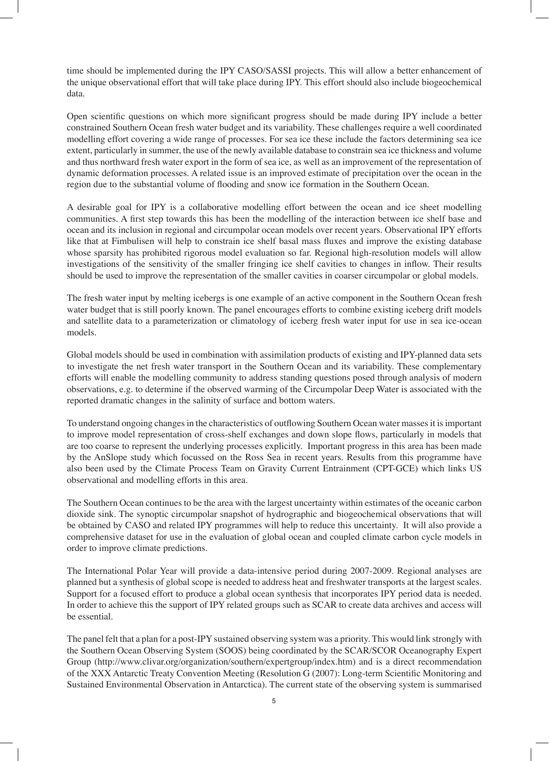time should be implemented during the IPY CASO/SASSI projects. This will allow a better enhancement of the unique observational effort that will take place during IPY. This effort should also include biogeochemical data.

Open scientific questions on which more significant progress should be made during IPY include a better constrained Southern Ocean fresh water budget and its variability. These challenges require a well coordinated modelling effort covering a wide range of processes. For sea ice these include the factors determining sea ice extent, particularly in summer, the use of the newly available database to constrain sea ice thickness and volume and thus northward fresh water export in the form of sea ice, as well as an improvement of the representation of dynamic deformation processes. A related issue is an improved estimate of precipitation over the ocean in the region due to the substantial volume of flooding and snow ice formation in the Southern Ocean.

A desirable goal for IPY is a collaborative modelling effort between the ocean and ice sheet modelling communities. A first step towards this has been the modelling of the interaction between ice shelf base and ocean and its inclusion in regional and circumpolar ocean models over recent years. Observational IPY efforts like that at Fimbulisen will help to constrain ice shelf basal mass fluxes and improve the existing database whose sparsity has prohibited rigorous model evaluation so far. Regional high-resolution models will allow investigations of the sensitivity of the smaller fringing ice shelf cavities to changes in inflow. Their results should be used to improve the representation of the smaller cavities in coarser circumpolar or global models.

The fresh water input by melting icebergs is one example of an active component in the Southern Ocean fresh water budget that is still poorly known. The panel encourages efforts to combine existing iceberg drift models and satellite data to a parameterization or climatology of iceberg fresh water input for use in sea ice-ocean models.

Global models should be used in combination with assimilation products of existing and IPY-planned data sets to investigate the net fresh water transport in the Southern Ocean and its variability. These complementary efforts will enable the modelling community to address standing questions posed through analysis of modern observations, e.g. to determine if the observed warming of the Circumpolar Deep Water is associated with the reported dramatic changes in the salinity of surface and bottom waters.

To understand ongoing changes in the characteristics of outflowing Southern Ocean water masses it is important to improve model representation of cross-shelf exchanges and down slope flows, particularly in models that are too coarse to represent the underlying processes explicitly. Important progress in this area has been made by the AnSlope study which focussed on the Ross Sea in recent years. Results from this programme have also been used by the Climate Process Team on Gravity Current Entrainment (CPT-GCE) which links US observational and modelling efforts in this area.

The Southern Ocean continues to be the area with the largest uncertainty within estimates of the oceanic carbon dioxide sink. The synoptic circumpolar snapshot of hydrographic and biogeochemical observations that will be obtained by CASO and related IPY programmes will help to reduce this uncertainty. It will also provide a comprehensive dataset for use in the evaluation of global ocean and coupled climate carbon cycle models in order to improve climate predictions.

The International Polar Year will provide a data-intensive period during 2007-2009. Regional analyses are planned but a synthesis of global scope is needed to address heat and freshwater transports at the largest scales. Support for a focused effort to produce a global ocean synthesis that incorporates IPY period data is needed. In order to achieve this the support of IPY related groups such as SCAR to create data archives and access will be essential.

The panel felt that a plan for a post-IPY sustained observing system was a priority. This would link strongly with the Southern Ocean Observing System (SOOS) being coordinated by the SCAR/SCOR Oceanography Expert Group (http://www.clivar.org/organization/southern/expertgroup/index.htm) and is a direct recommendation of the XXX Antarctic Treaty Convention Meeting (Resolution G (2007): Long-term Scientific Monitoring and Sustained Environmental Observation in Antarctica). The current state of the observing system is summarised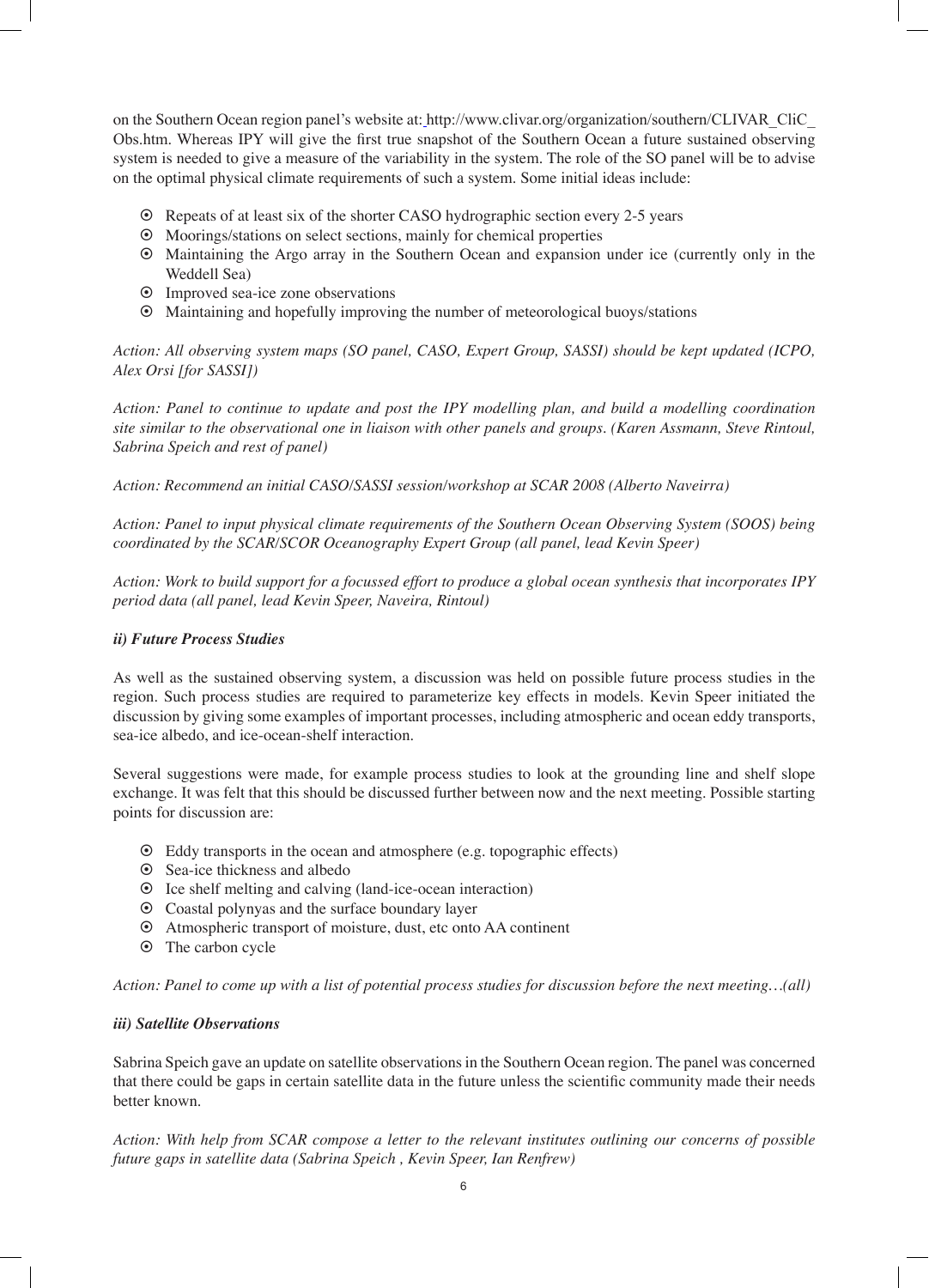on the Southern Ocean region panel's website at: http://www.clivar.org/organization/southern/CLIVAR_CliC_Obs.htm. Whereas IPY will give the first true snapshot of the Southern Ocean a future sustained observing system is needed to give a measure of the variability in the system. The role of the SO panel will be to advise on the optimal physical climate requirements of such a system. Some initial ideas include:

- Repeats of at least six of the shorter CASO hydrographic section every 2-5 years
- Moorings/stations on select sections, mainly for chemical properties
- Maintaining the Argo array in the Southern Ocean and expansion under ice (currently only in the Weddell Sea)
- Improved sea-ice zone observations
- Maintaining and hopefully improving the number of meteorological buoys/stations

*Action: All observing system maps (SO panel, CASO, Expert Group, SASSI) should be kept updated (ICPO, Alex Orsi [for SASSI])*

*Action: Panel to continue to update and post the IPY modelling plan, and build a modelling coordination site similar to the observational one in liaison with other panels and groups. (Karen Assmann, Steve Rintoul, Sabrina Speich and rest of panel)*

*Action: Recommend an initial CASO/SASSI session/workshop at SCAR 2008 (Alberto Naveirra)*

*Action: Panel to input physical climate requirements of the Southern Ocean Observing System (SOOS) being coordinated by the SCAR/SCOR Oceanography Expert Group (all panel, lead Kevin Speer)*

*Action: Work to build support for a focussed effort to produce a global ocean synthesis that incorporates IPY period data (all panel, lead Kevin Speer, Naveira, Rintoul)*

### *ii) Future Process Studies*

As well as the sustained observing system, a discussion was held on possible future process studies in the region. Such process studies are required to parameterize key effects in models. Kevin Speer initiated the discussion by giving some examples of important processes, including atmospheric and ocean eddy transports, sea-ice albedo, and ice-ocean-shelf interaction.

Several suggestions were made, for example process studies to look at the grounding line and shelf slope exchange. It was felt that this should be discussed further between now and the next meeting. Possible starting points for discussion are:

- Eddy transports in the ocean and atmosphere (e.g. topographic effects)
- Sea-ice thickness and albedo
- Ice shelf melting and calving (land-ice-ocean interaction)
- Coastal polynyas and the surface boundary layer
- Atmospheric transport of moisture, dust, etc onto AA continent
- The carbon cycle

*Action: Panel to come up with a list of potential process studies for discussion before the next meeting…(all)*

### *iii) Satellite Observations*

Sabrina Speich gave an update on satellite observations in the Southern Ocean region. The panel was concerned that there could be gaps in certain satellite data in the future unless the scientific community made their needs better known.

*Action: With help from SCAR compose a letter to the relevant institutes outlining our concerns of possible future gaps in satellite data (Sabrina Speich , Kevin Speer, Ian Renfrew)*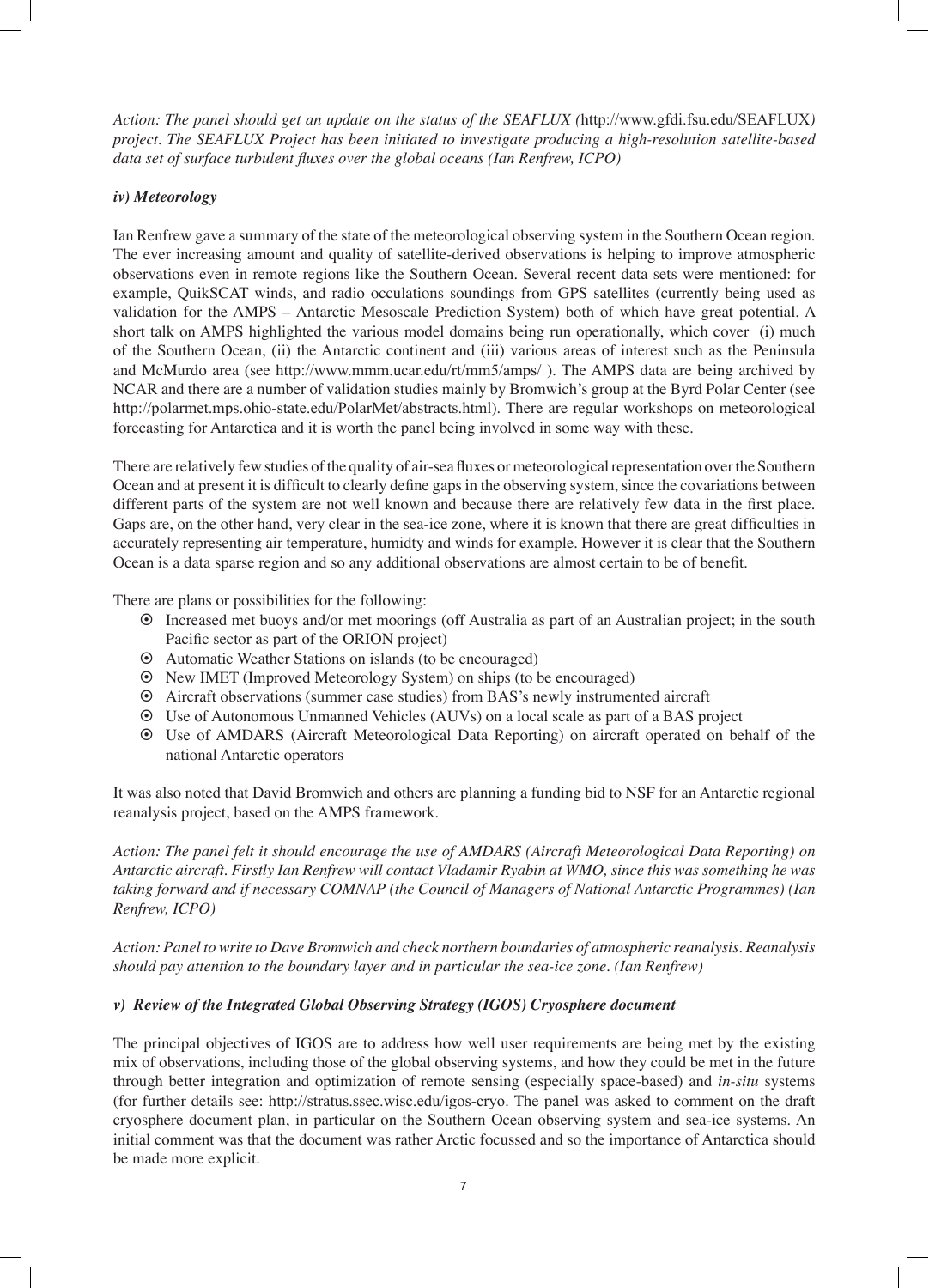*Action: The panel should get an update on the status of the SEAFLUX (*http://www.gfdi.fsu.edu/SEAFLUX*) project. The SEAFLUX Project has been initiated to investigate producing a high-resolution satellite-based data set of surface turbulent fluxes over the global oceans (Ian Renfrew, ICPO)*

***iv) Meteorology***

Ian Renfrew gave a summary of the state of the meteorological observing system in the Southern Ocean region. The ever increasing amount and quality of satellite-derived observations is helping to improve atmospheric observations even in remote regions like the Southern Ocean. Several recent data sets were mentioned: for example, QuikSCAT winds, and radio occulations soundings from GPS satellites (currently being used as validation for the AMPS – Antarctic Mesoscale Prediction System) both of which have great potential. A short talk on AMPS highlighted the various model domains being run operationally, which cover (i) much of the Southern Ocean, (ii) the Antarctic continent and (iii) various areas of interest such as the Peninsula and McMurdo area (see http://www.mmm.ucar.edu/rt/mm5/amps/ ). The AMPS data are being archived by NCAR and there are a number of validation studies mainly by Bromwich's group at the Byrd Polar Center (see http://polarmet.mps.ohio-state.edu/PolarMet/abstracts.html). There are regular workshops on meteorological forecasting for Antarctica and it is worth the panel being involved in some way with these.

There are relatively few studies of the quality of air-sea fluxes or meteorological representation over the Southern Ocean and at present it is difficult to clearly define gaps in the observing system, since the covariations between different parts of the system are not well known and because there are relatively few data in the first place. Gaps are, on the other hand, very clear in the sea-ice zone, where it is known that there are great difficulties in accurately representing air temperature, humidty and winds for example. However it is clear that the Southern Ocean is a data sparse region and so any additional observations are almost certain to be of benefit.

There are plans or possibilities for the following:

- Increased met buoys and/or met moorings (off Australia as part of an Australian project; in the south Pacific sector as part of the ORION project)
- Automatic Weather Stations on islands (to be encouraged)
- New IMET (Improved Meteorology System) on ships (to be encouraged)
- Aircraft observations (summer case studies) from BAS's newly instrumented aircraft
- Use of Autonomous Unmanned Vehicles (AUVs) on a local scale as part of a BAS project
- Use of AMDARS (Aircraft Meteorological Data Reporting) on aircraft operated on behalf of the national Antarctic operators

It was also noted that David Bromwich and others are planning a funding bid to NSF for an Antarctic regional reanalysis project, based on the AMPS framework.

*Action: The panel felt it should encourage the use of AMDARS (Aircraft Meteorological Data Reporting) on Antarctic aircraft. Firstly Ian Renfrew will contact Vladamir Ryabin at WMO, since this was something he was taking forward and if necessary COMNAP (the Council of Managers of National Antarctic Programmes) (Ian Renfrew, ICPO)*

*Action: Panel to write to Dave Bromwich and check northern boundaries of atmospheric reanalysis. Reanalysis should pay attention to the boundary layer and in particular the sea-ice zone. (Ian Renfrew)*

***v) Review of the Integrated Global Observing Strategy (IGOS) Cryosphere document***

The principal objectives of IGOS are to address how well user requirements are being met by the existing mix of observations, including those of the global observing systems, and how they could be met in the future through better integration and optimization of remote sensing (especially space-based) and *in-situ* systems (for further details see: http://stratus.ssec.wisc.edu/igos-cryo. The panel was asked to comment on the draft cryosphere document plan, in particular on the Southern Ocean observing system and sea-ice systems. An initial comment was that the document was rather Arctic focussed and so the importance of Antarctica should be made more explicit.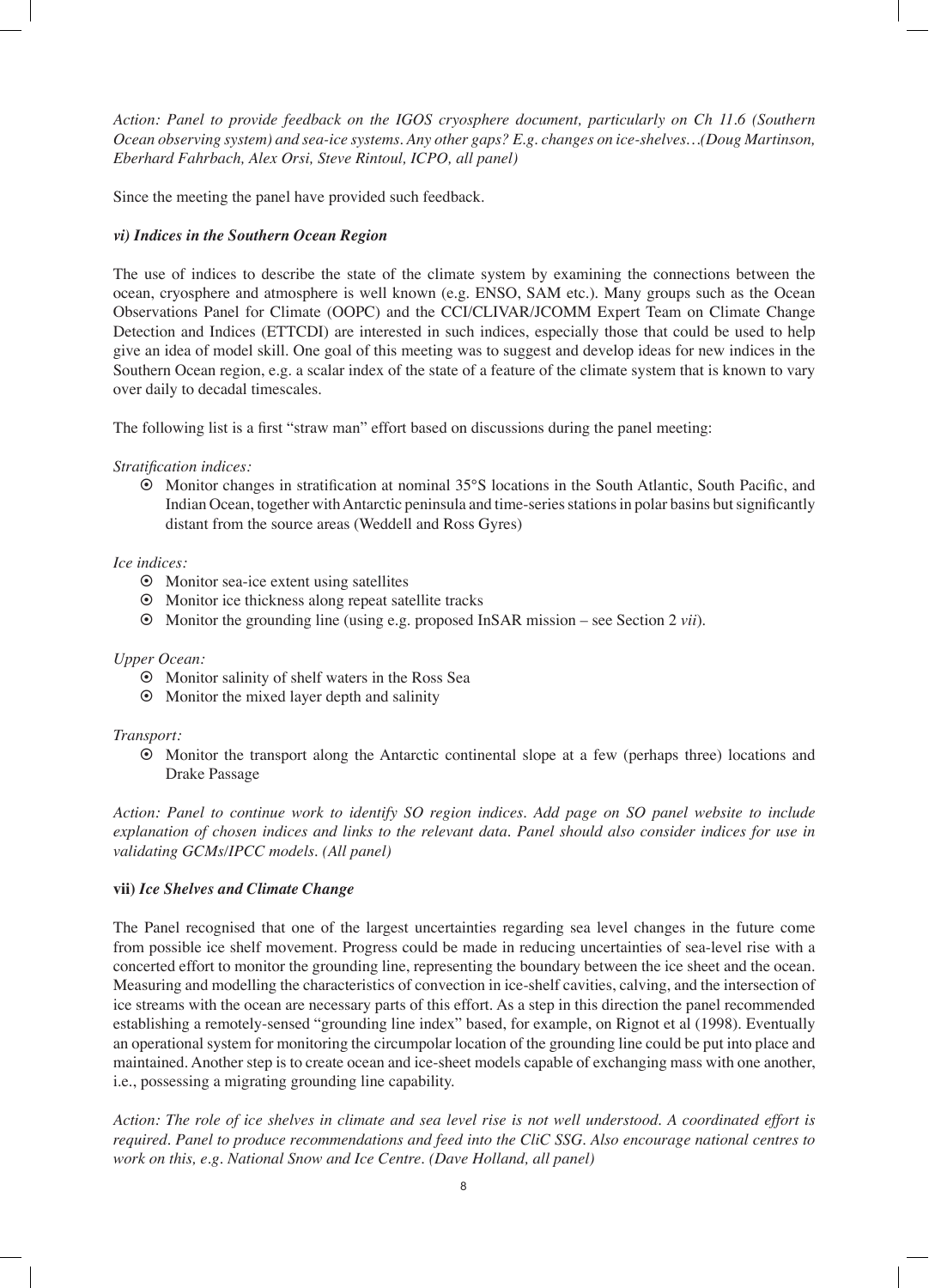*Action: Panel to provide feedback on the IGOS cryosphere document, particularly on Ch 11.6 (Southern Ocean observing system) and sea-ice systems. Any other gaps? E.g. changes on ice-shelves…(Doug Martinson, Eberhard Fahrbach, Alex Orsi, Steve Rintoul, ICPO, all panel)*

Since the meeting the panel have provided such feedback.

### *vi) Indices in the Southern Ocean Region*

The use of indices to describe the state of the climate system by examining the connections between the ocean, cryosphere and atmosphere is well known (e.g. ENSO, SAM etc.). Many groups such as the Ocean Observations Panel for Climate (OOPC) and the CCI/CLIVAR/JCOMM Expert Team on Climate Change Detection and Indices (ETTCDI) are interested in such indices, especially those that could be used to help give an idea of model skill. One goal of this meeting was to suggest and develop ideas for new indices in the Southern Ocean region, e.g. a scalar index of the state of a feature of the climate system that is known to vary over daily to decadal timescales.

The following list is a first "straw man" effort based on discussions during the panel meeting:

*Stratification indices:*

- Monitor changes in stratification at nominal 35°S locations in the South Atlantic, South Pacific, and Indian Ocean, together with Antarctic peninsula and time-series stations in polar basins but significantly distant from the source areas (Weddell and Ross Gyres)

*Ice indices:*

- Monitor sea-ice extent using satellites
- Monitor ice thickness along repeat satellite tracks
- Monitor the grounding line (using e.g. proposed InSAR mission – see Section 2 *vii*).

*Upper Ocean:*

- Monitor salinity of shelf waters in the Ross Sea
- Monitor the mixed layer depth and salinity

*Transport:*

- Monitor the transport along the Antarctic continental slope at a few (perhaps three) locations and Drake Passage

*Action: Panel to continue work to identify SO region indices. Add page on SO panel website to include explanation of chosen indices and links to the relevant data. Panel should also consider indices for use in validating GCMs/IPCC models. (All panel)*

### **vii)** *Ice Shelves and Climate Change*

The Panel recognised that one of the largest uncertainties regarding sea level changes in the future come from possible ice shelf movement. Progress could be made in reducing uncertainties of sea-level rise with a concerted effort to monitor the grounding line, representing the boundary between the ice sheet and the ocean. Measuring and modelling the characteristics of convection in ice-shelf cavities, calving, and the intersection of ice streams with the ocean are necessary parts of this effort. As a step in this direction the panel recommended establishing a remotely-sensed "grounding line index" based, for example, on Rignot et al (1998). Eventually an operational system for monitoring the circumpolar location of the grounding line could be put into place and maintained. Another step is to create ocean and ice-sheet models capable of exchanging mass with one another, i.e., possessing a migrating grounding line capability.

*Action: The role of ice shelves in climate and sea level rise is not well understood. A coordinated effort is required. Panel to produce recommendations and feed into the CliC SSG. Also encourage national centres to work on this, e.g. National Snow and Ice Centre. (Dave Holland, all panel)*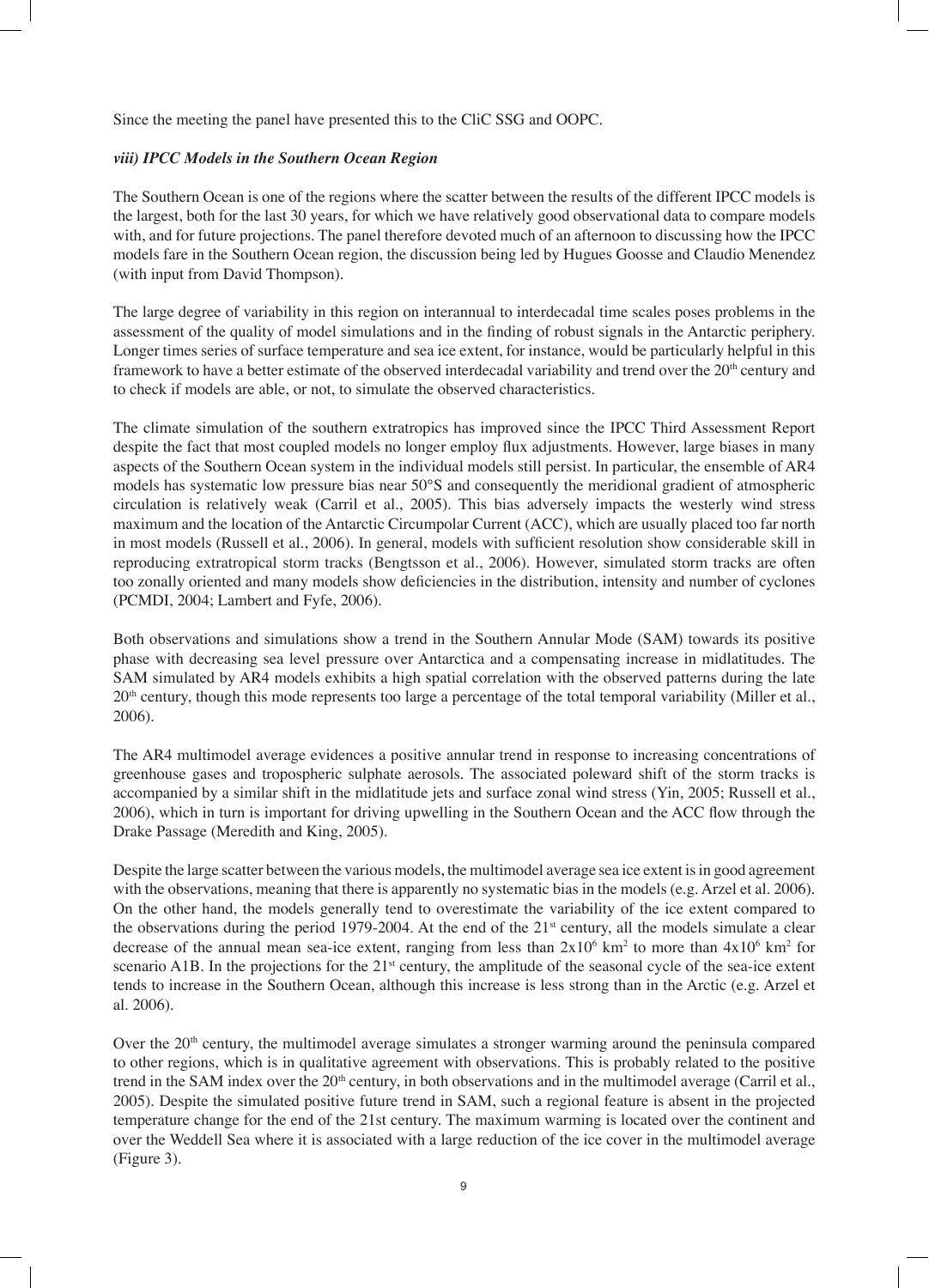Since the meeting the panel have presented this to the CliC SSG and OOPC.

### *viii) IPCC Models in the Southern Ocean Region*

The Southern Ocean is one of the regions where the scatter between the results of the different IPCC models is the largest, both for the last 30 years, for which we have relatively good observational data to compare models with, and for future projections. The panel therefore devoted much of an afternoon to discussing how the IPCC models fare in the Southern Ocean region, the discussion being led by Hugues Goosse and Claudio Menendez (with input from David Thompson).

The large degree of variability in this region on interannual to interdecadal time scales poses problems in the assessment of the quality of model simulations and in the finding of robust signals in the Antarctic periphery. Longer times series of surface temperature and sea ice extent, for instance, would be particularly helpful in this framework to have a better estimate of the observed interdecadal variability and trend over the 20th century and to check if models are able, or not, to simulate the observed characteristics.

The climate simulation of the southern extratropics has improved since the IPCC Third Assessment Report despite the fact that most coupled models no longer employ flux adjustments. However, large biases in many aspects of the Southern Ocean system in the individual models still persist. In particular, the ensemble of AR4 models has systematic low pressure bias near 50°S and consequently the meridional gradient of atmospheric circulation is relatively weak (Carril et al., 2005). This bias adversely impacts the westerly wind stress maximum and the location of the Antarctic Circumpolar Current (ACC), which are usually placed too far north in most models (Russell et al., 2006). In general, models with sufficient resolution show considerable skill in reproducing extratropical storm tracks (Bengtsson et al., 2006). However, simulated storm tracks are often too zonally oriented and many models show deficiencies in the distribution, intensity and number of cyclones (PCMDI, 2004; Lambert and Fyfe, 2006).

Both observations and simulations show a trend in the Southern Annular Mode (SAM) towards its positive phase with decreasing sea level pressure over Antarctica and a compensating increase in midlatitudes. The SAM simulated by AR4 models exhibits a high spatial correlation with the observed patterns during the late 20th century, though this mode represents too large a percentage of the total temporal variability (Miller et al., 2006).

The AR4 multimodel average evidences a positive annular trend in response to increasing concentrations of greenhouse gases and tropospheric sulphate aerosols. The associated poleward shift of the storm tracks is accompanied by a similar shift in the midlatitude jets and surface zonal wind stress (Yin, 2005; Russell et al., 2006), which in turn is important for driving upwelling in the Southern Ocean and the ACC flow through the Drake Passage (Meredith and King, 2005).

Despite the large scatter between the various models, the multimodel average sea ice extent is in good agreement with the observations, meaning that there is apparently no systematic bias in the models (e.g. Arzel et al. 2006). On the other hand, the models generally tend to overestimate the variability of the ice extent compared to the observations during the period 1979-2004. At the end of the 21st century, all the models simulate a clear decrease of the annual mean sea-ice extent, ranging from less than $2x10^6$ km$^2$ to more than $4x10^6$ km$^2$ for scenario A1B. In the projections for the 21st century, the amplitude of the seasonal cycle of the sea-ice extent tends to increase in the Southern Ocean, although this increase is less strong than in the Arctic (e.g. Arzel et al. 2006).

Over the 20th century, the multimodel average simulates a stronger warming around the peninsula compared to other regions, which is in qualitative agreement with observations. This is probably related to the positive trend in the SAM index over the 20th century, in both observations and in the multimodel average (Carril et al., 2005). Despite the simulated positive future trend in SAM, such a regional feature is absent in the projected temperature change for the end of the 21st century. The maximum warming is located over the continent and over the Weddell Sea where it is associated with a large reduction of the ice cover in the multimodel average (Figure 3).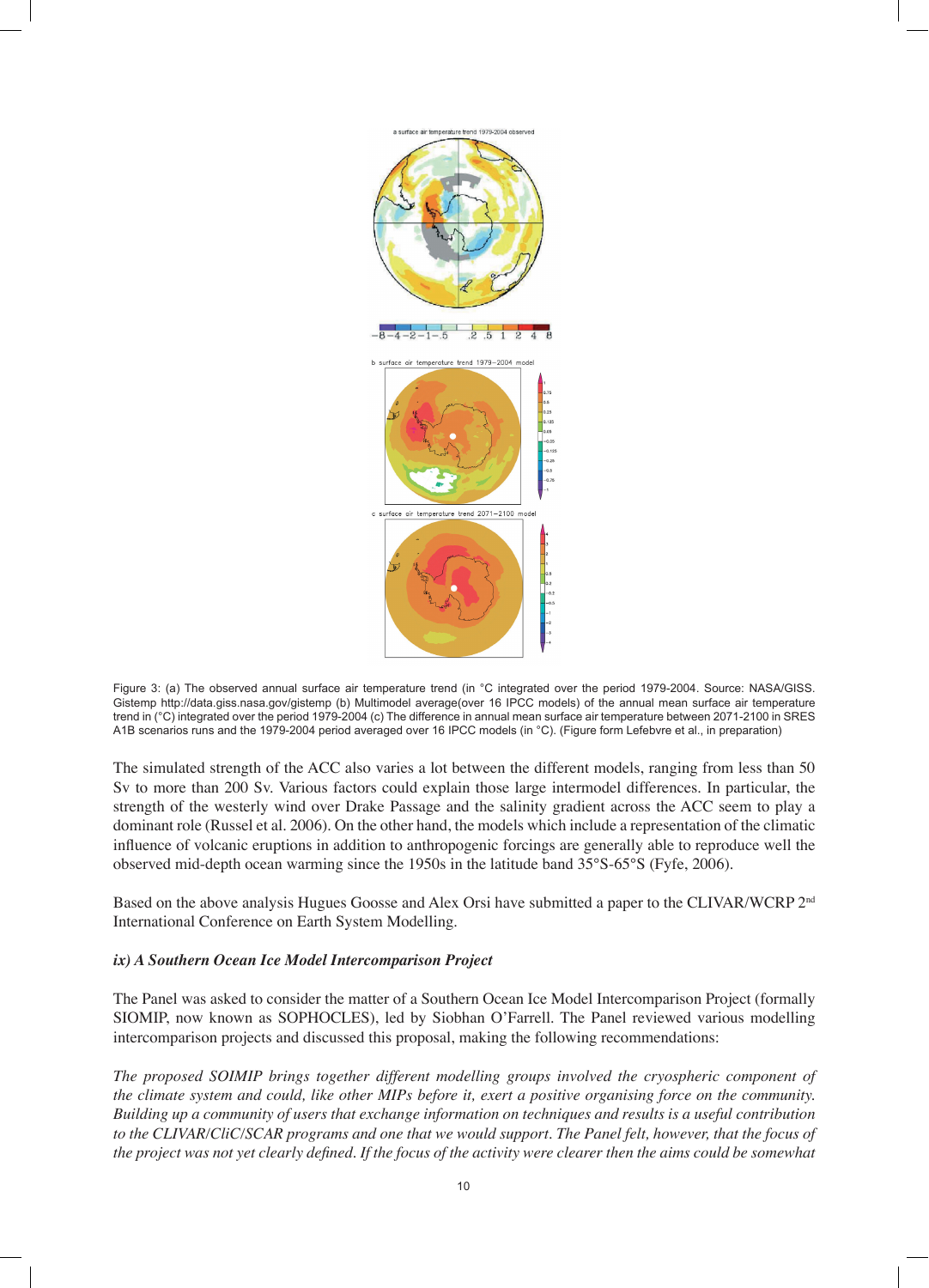Figure 3: (a) The observed annual surface air temperature trend (in °C integrated over the period 1979-2004. Source: NASA/GISS. Gistemp http://data.giss.nasa.gov/gistemp (b) Multimodel average(over 16 IPCC models) of the annual mean surface air temperature trend in (°C) integrated over the period 1979-2004 (c) The difference in annual mean surface air temperature between 2071-2100 in SRES A1B scenarios runs and the 1979-2004 period averaged over 16 IPCC models (in °C). (Figure form Lefebvre et al., in preparation)

The simulated strength of the ACC also varies a lot between the different models, ranging from less than 50 Sv to more than 200 Sv. Various factors could explain those large intermodel differences. In particular, the strength of the westerly wind over Drake Passage and the salinity gradient across the ACC seem to play a dominant role (Russel et al. 2006). On the other hand, the models which include a representation of the climatic influence of volcanic eruptions in addition to anthropogenic forcings are generally able to reproduce well the observed mid-depth ocean warming since the 1950s in the latitude band 35°S-65°S (Fyfe, 2006).

Based on the above analysis Hugues Goosse and Alex Orsi have submitted a paper to the CLIVAR/WCRP 2nd International Conference on Earth System Modelling.

### *ix) A Southern Ocean Ice Model Intercomparison Project*

The Panel was asked to consider the matter of a Southern Ocean Ice Model Intercomparison Project (formally SIOMIP, now known as SOPHOCLES), led by Siobhan O'Farrell. The Panel reviewed various modelling intercomparison projects and discussed this proposal, making the following recommendations:

*The proposed SOIMIP brings together different modelling groups involved the cryospheric component of the climate system and could, like other MIPs before it, exert a positive organising force on the community. Building up a community of users that exchange information on techniques and results is a useful contribution to the CLIVAR/CliC/SCAR programs and one that we would support. The Panel felt, however, that the focus of the project was not yet clearly defined. If the focus of the activity were clearer then the aims could be somewhat*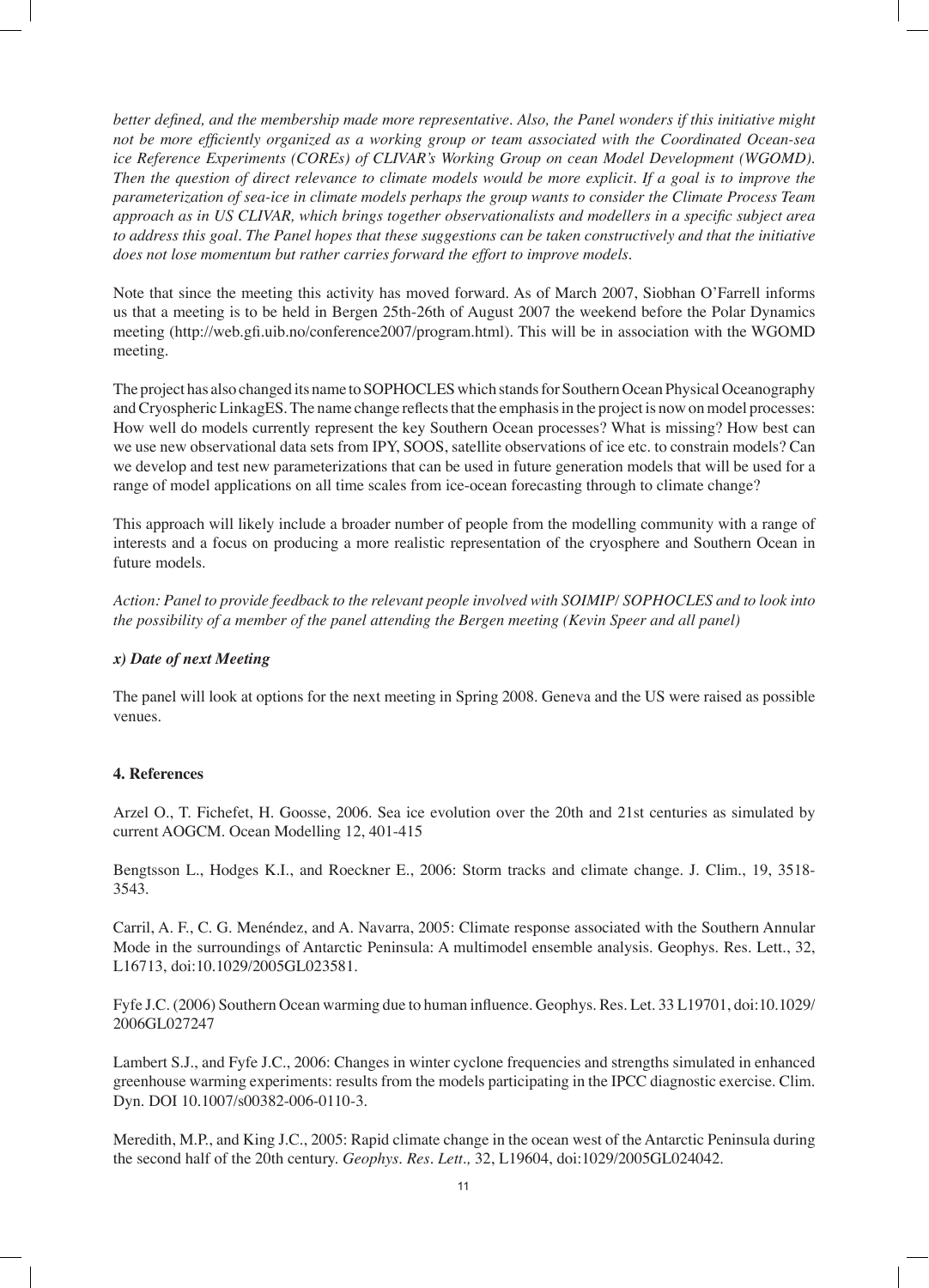*better defined, and the membership made more representative. Also, the Panel wonders if this initiative might not be more efficiently organized as a working group or team associated with the Coordinated Ocean-sea ice Reference Experiments (COREs) of CLIVAR's Working Group on cean Model Development (WGOMD). Then the question of direct relevance to climate models would be more explicit. If a goal is to improve the parameterization of sea-ice in climate models perhaps the group wants to consider the Climate Process Team approach as in US CLIVAR, which brings together observationalists and modellers in a specific subject area to address this goal. The Panel hopes that these suggestions can be taken constructively and that the initiative does not lose momentum but rather carries forward the effort to improve models.*

Note that since the meeting this activity has moved forward. As of March 2007, Siobhan O'Farrell informs us that a meeting is to be held in Bergen 25th-26th of August 2007 the weekend before the Polar Dynamics meeting (http://web.gfi.uib.no/conference2007/program.html). This will be in association with the WGOMD meeting.

The project has also changed its name to SOPHOCLES which stands for Southern Ocean Physical Oceanography and Cryospheric LinkagES. The name change reflects that the emphasis in the project is now on model processes: How well do models currently represent the key Southern Ocean processes? What is missing? How best can we use new observational data sets from IPY, SOOS, satellite observations of ice etc. to constrain models? Can we develop and test new parameterizations that can be used in future generation models that will be used for a range of model applications on all time scales from ice-ocean forecasting through to climate change?

This approach will likely include a broader number of people from the modelling community with a range of interests and a focus on producing a more realistic representation of the cryosphere and Southern Ocean in future models.

*Action: Panel to provide feedback to the relevant people involved with SOIMIP/ SOPHOCLES and to look into the possibility of a member of the panel attending the Bergen meeting (Kevin Speer and all panel)*

***x) Date of next Meeting***

The panel will look at options for the next meeting in Spring 2008. Geneva and the US were raised as possible venues.

## 4. References

Arzel O., T. Fichefet, H. Goosse, 2006. Sea ice evolution over the 20th and 21st centuries as simulated by current AOGCM. Ocean Modelling 12, 401-415

Bengtsson L., Hodges K.I., and Roeckner E., 2006: Storm tracks and climate change. J. Clim., 19, 3518-3543.

Carril, A. F., C. G. Menéndez, and A. Navarra, 2005: Climate response associated with the Southern Annular Mode in the surroundings of Antarctic Peninsula: A multimodel ensemble analysis. Geophys. Res. Lett., 32, L16713, doi:10.1029/2005GL023581.

Fyfe J.C. (2006) Southern Ocean warming due to human influence. Geophys. Res. Let. 33 L19701, doi:10.1029/2006GL027247

Lambert S.J., and Fyfe J.C., 2006: Changes in winter cyclone frequencies and strengths simulated in enhanced greenhouse warming experiments: results from the models participating in the IPCC diagnostic exercise. Clim. Dyn. DOI 10.1007/s00382-006-0110-3.

Meredith, M.P., and King J.C., 2005: Rapid climate change in the ocean west of the Antarctic Peninsula during the second half of the 20th century. *Geophys. Res. Lett.,* 32, L19604, doi:1029/2005GL024042.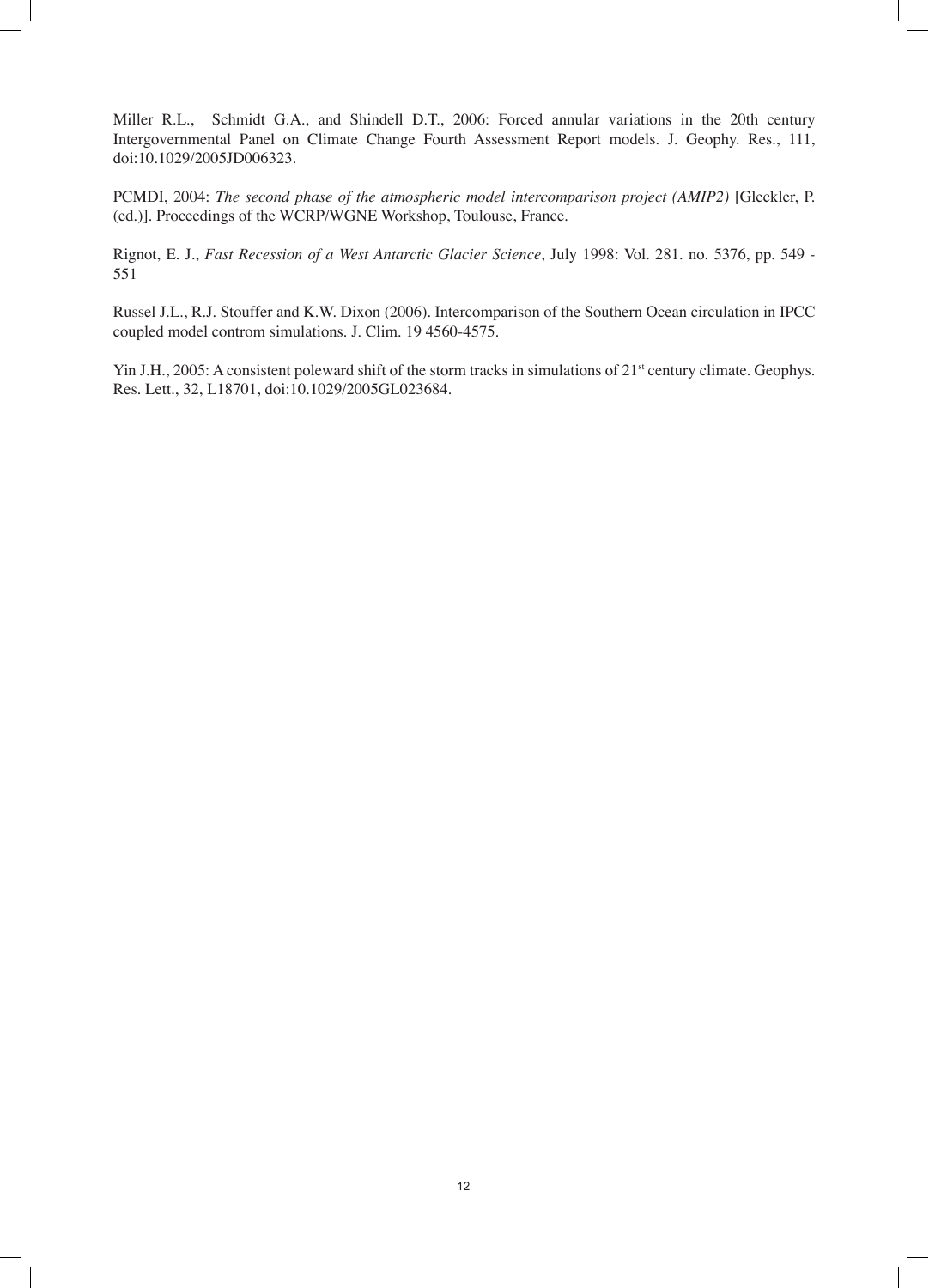Miller R.L., Schmidt G.A., and Shindell D.T., 2006: Forced annular variations in the 20th century Intergovernmental Panel on Climate Change Fourth Assessment Report models. J. Geophy. Res., 111, doi:10.1029/2005JD006323.

PCMDI, 2004: *The second phase of the atmospheric model intercomparison project (AMIP2)* [Gleckler, P. (ed.)]. Proceedings of the WCRP/WGNE Workshop, Toulouse, France.

Rignot, E. J., *Fast Recession of a West Antarctic Glacier Science*, July 1998: Vol. 281. no. 5376, pp. 549 - 551

Russel J.L., R.J. Stouffer and K.W. Dixon (2006). Intercomparison of the Southern Ocean circulation in IPCC coupled model controm simulations. J. Clim. 19 4560-4575.

Yin J.H., 2005: A consistent poleward shift of the storm tracks in simulations of 21st century climate. Geophys. Res. Lett., 32, L18701, doi:10.1029/2005GL023684.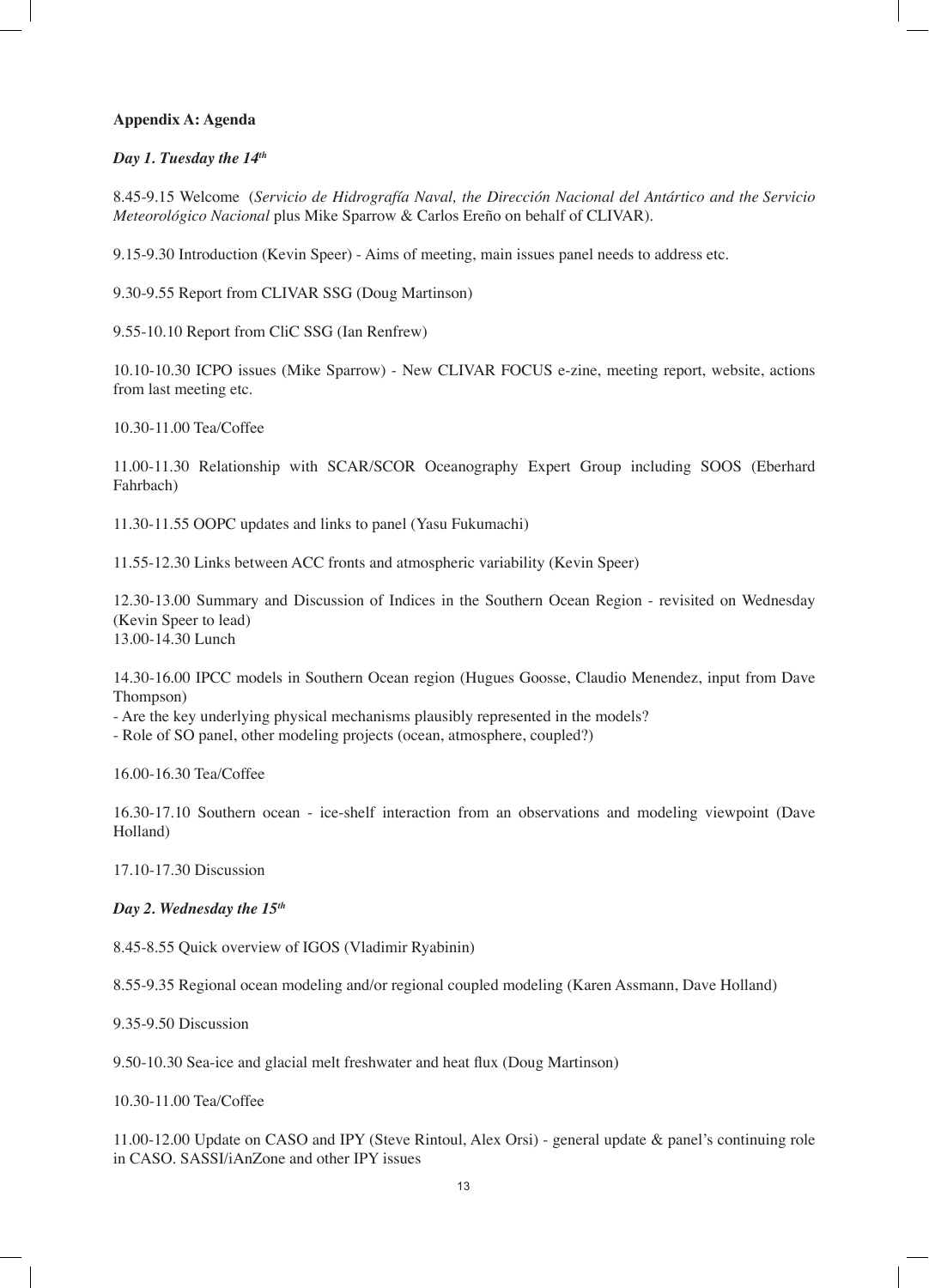**Appendix A: Agenda**

***Day 1. Tuesday the 14th***

8.45-9.15 Welcome (*Servicio de Hidrografía Naval, the Dirección Nacional del Antártico and the Servicio Meteorológico Nacional* plus Mike Sparrow & Carlos Ereño on behalf of CLIVAR).

9.15-9.30 Introduction (Kevin Speer) - Aims of meeting, main issues panel needs to address etc.

9.30-9.55 Report from CLIVAR SSG (Doug Martinson)

9.55-10.10 Report from CliC SSG (Ian Renfrew)

10.10-10.30 ICPO issues (Mike Sparrow) - New CLIVAR FOCUS e-zine, meeting report, website, actions from last meeting etc.

10.30-11.00 Tea/Coffee

11.00-11.30 Relationship with SCAR/SCOR Oceanography Expert Group including SOOS (Eberhard Fahrbach)

11.30-11.55 OOPC updates and links to panel (Yasu Fukumachi)

11.55-12.30 Links between ACC fronts and atmospheric variability (Kevin Speer)

12.30-13.00 Summary and Discussion of Indices in the Southern Ocean Region - revisited on Wednesday (Kevin Speer to lead)
13.00-14.30 Lunch

14.30-16.00 IPCC models in Southern Ocean region (Hugues Goosse, Claudio Menendez, input from Dave Thompson)
- Are the key underlying physical mechanisms plausibly represented in the models?
- Role of SO panel, other modeling projects (ocean, atmosphere, coupled?)

16.00-16.30 Tea/Coffee

16.30-17.10 Southern ocean - ice-shelf interaction from an observations and modeling viewpoint (Dave Holland)

17.10-17.30 Discussion

***Day 2. Wednesday the 15th***

8.45-8.55 Quick overview of IGOS (Vladimir Ryabinin)

8.55-9.35 Regional ocean modeling and/or regional coupled modeling (Karen Assmann, Dave Holland)

9.35-9.50 Discussion

9.50-10.30 Sea-ice and glacial melt freshwater and heat flux (Doug Martinson)

10.30-11.00 Tea/Coffee

11.00-12.00 Update on CASO and IPY (Steve Rintoul, Alex Orsi) - general update & panel's continuing role in CASO. SASSI/iAnZone and other IPY issues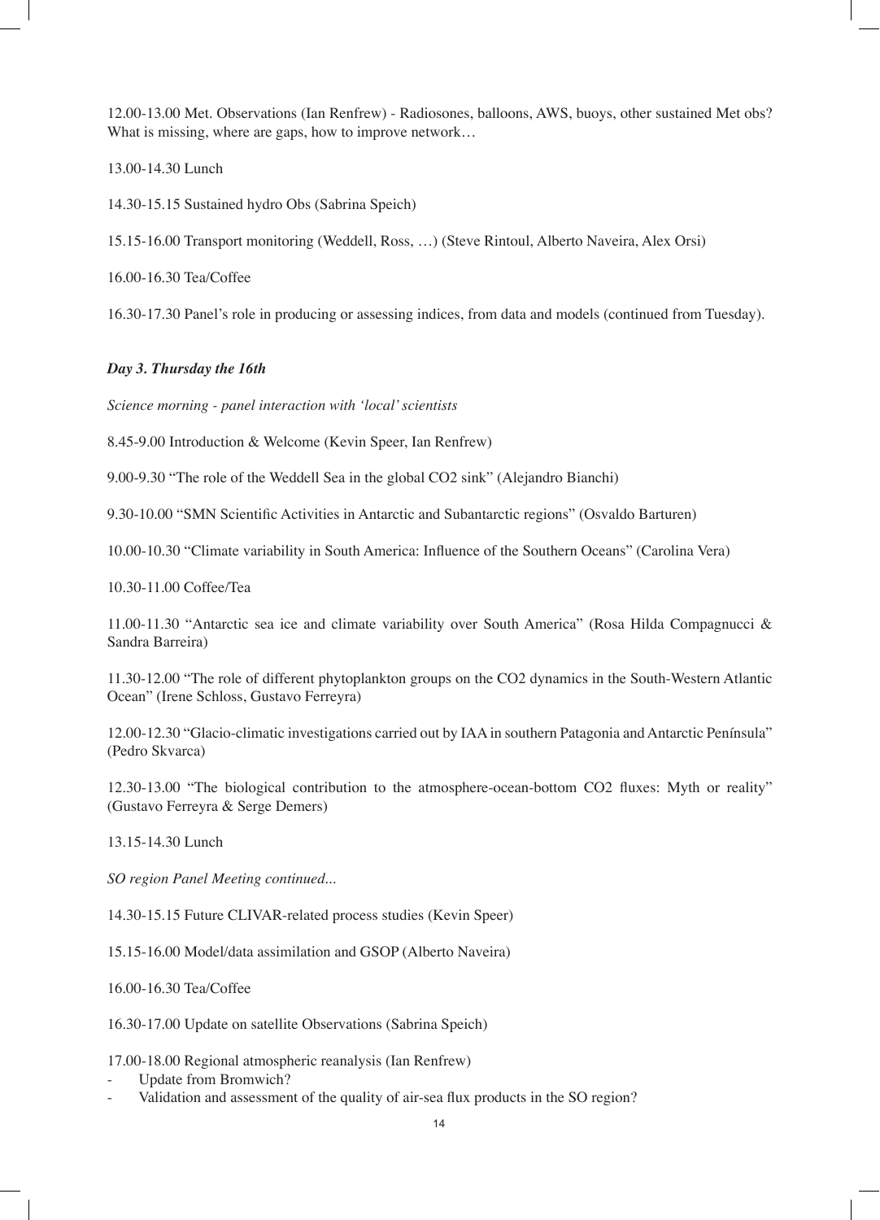12.00-13.00 Met. Observations (Ian Renfrew) - Radiosones, balloons, AWS, buoys, other sustained Met obs? What is missing, where are gaps, how to improve network…

13.00-14.30 Lunch

14.30-15.15 Sustained hydro Obs (Sabrina Speich)

15.15-16.00 Transport monitoring (Weddell, Ross, …) (Steve Rintoul, Alberto Naveira, Alex Orsi)

16.00-16.30 Tea/Coffee

16.30-17.30 Panel's role in producing or assessing indices, from data and models (continued from Tuesday).

***Day 3. Thursday the 16th***

*Science morning - panel interaction with 'local' scientists*

8.45-9.00 Introduction & Welcome (Kevin Speer, Ian Renfrew)

9.00-9.30 "The role of the Weddell Sea in the global CO2 sink" (Alejandro Bianchi)

9.30-10.00 "SMN Scientific Activities in Antarctic and Subantarctic regions" (Osvaldo Barturen)

10.00-10.30 "Climate variability in South America: Influence of the Southern Oceans" (Carolina Vera)

10.30-11.00 Coffee/Tea

11.00-11.30 "Antarctic sea ice and climate variability over South America" (Rosa Hilda Compagnucci & Sandra Barreira)

11.30-12.00 "The role of different phytoplankton groups on the CO2 dynamics in the South-Western Atlantic Ocean" (Irene Schloss, Gustavo Ferreyra)

12.00-12.30 "Glacio-climatic investigations carried out by IAA in southern Patagonia and Antarctic Península" (Pedro Skvarca)

12.30-13.00 "The biological contribution to the atmosphere-ocean-bottom CO2 fluxes: Myth or reality" (Gustavo Ferreyra & Serge Demers)

13.15-14.30 Lunch

*SO region Panel Meeting continued...*

14.30-15.15 Future CLIVAR-related process studies (Kevin Speer)

15.15-16.00 Model/data assimilation and GSOP (Alberto Naveira)

16.00-16.30 Tea/Coffee

16.30-17.00 Update on satellite Observations (Sabrina Speich)

17.00-18.00 Regional atmospheric reanalysis (Ian Renfrew)

- Update from Bromwich?
- Validation and assessment of the quality of air-sea flux products in the SO region?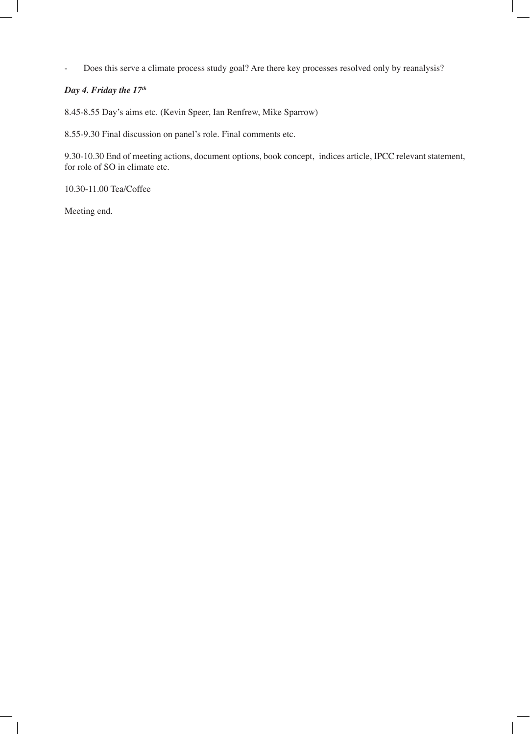- Does this serve a climate process study goal? Are there key processes resolved only by reanalysis?

***Day 4. Friday the 17th***

8.45-8.55 Day's aims etc. (Kevin Speer, Ian Renfrew, Mike Sparrow)

8.55-9.30 Final discussion on panel's role. Final comments etc.

9.30-10.30 End of meeting actions, document options, book concept, indices article, IPCC relevant statement, for role of SO in climate etc.

10.30-11.00 Tea/Coffee

Meeting end.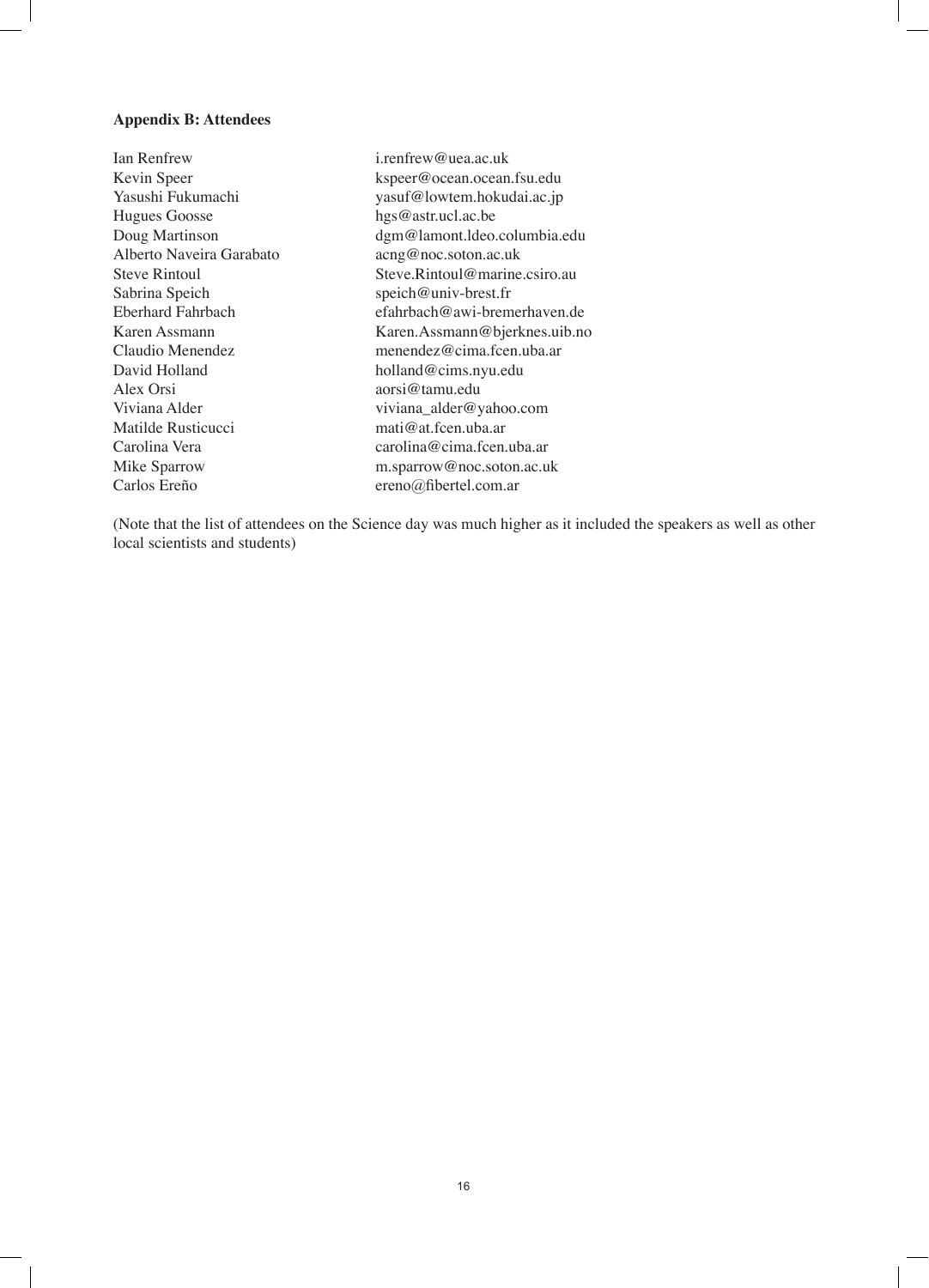**Appendix B: Attendees**

| | |
|---|---|
| Ian Renfrew | i.renfrew@uea.ac.uk |
| Kevin Speer | kspeer@ocean.ocean.fsu.edu |
| Yasushi Fukumachi | yasuf@lowtem.hokudai.ac.jp |
| Hugues Goosse | hgs@astr.ucl.ac.be |
| Doug Martinson | dgm@lamont.ldeo.columbia.edu |
| Alberto Naveira Garabato | acng@noc.soton.ac.uk |
| Steve Rintoul | Steve.Rintoul@marine.csiro.au |
| Sabrina Speich | speich@univ-brest.fr |
| Eberhard Fahrbach | efahrbach@awi-bremerhaven.de |
| Karen Assmann | Karen.Assmann@bjerknes.uib.no |
| Claudio Menendez | menendez@cima.fcen.uba.ar |
| David Holland | holland@cims.nyu.edu |
| Alex Orsi | aorsi@tamu.edu |
| Viviana Alder | viviana_alder@yahoo.com |
| Matilde Rusticucci | mati@at.fcen.uba.ar |
| Carolina Vera | carolina@cima.fcen.uba.ar |
| Mike Sparrow | m.sparrow@noc.soton.ac.uk |
| Carlos Ereño | ereno@fibertel.com.ar |

(Note that the list of attendees on the Science day was much higher as it included the speakers as well as other local scientists and students)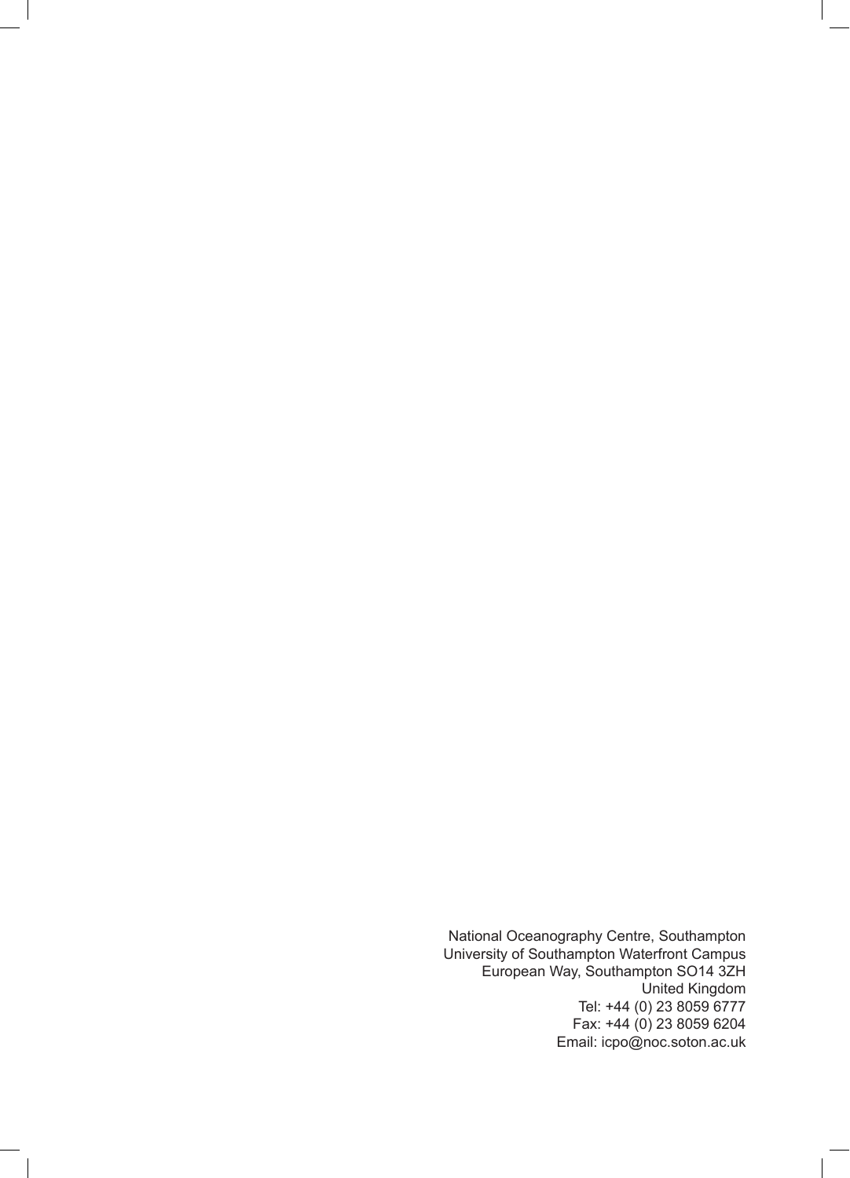National Oceanography Centre, Southampton
University of Southampton Waterfront Campus
European Way, Southampton SO14 3ZH
United Kingdom
Tel: +44 (0) 23 8059 6777
Fax: +44 (0) 23 8059 6204
Email: icpo@noc.soton.ac.uk